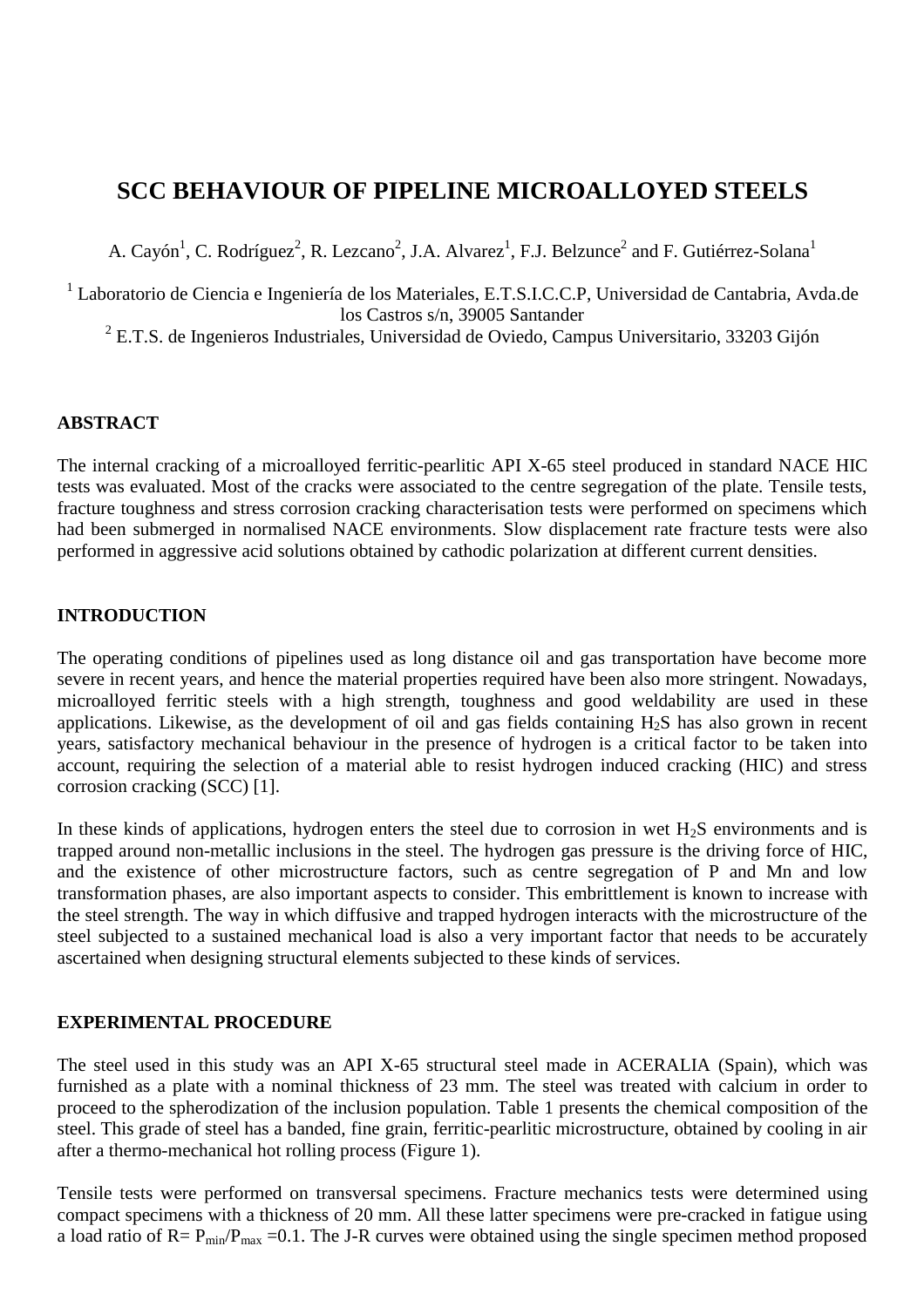# SCC BEHAVIOUR OF PIPELINE MICROALLOYED STEELS

A. Cayón[1], C. Rodríguez[2], R. Lezcano[2], J.A. Alvarez[1], F.J. Belzunce[2] and F. Gutiérrez-Solana[1]

[1] Laboratorio de Ciencia e Ingeniería de los Materiales, E.T.S.I.C.C.P, Universidad de Cantabria, Avda.de los Castros s/n, 39005 Santander

[2] E.T.S. de Ingenieros Industriales, Universidad de Oviedo, Campus Universitario, 33203 Gijón

## ABSTRACT

The internal cracking of a microalloyed ferritic-pearlitic API X-65 steel produced in standard NACE HIC tests was evaluated. Most of the cracks were associated to the centre segregation of the plate. Tensile tests, fracture toughness and stress corrosion cracking characterisation tests were performed on specimens which had been submerged in normalised NACE environments. Slow displacement rate fracture tests were also performed in aggressive acid solutions obtained by cathodic polarization at different current densities.

## INTRODUCTION

The operating conditions of pipelines used as long distance oil and gas transportation have become more severe in recent years, and hence the material properties required have been also more stringent. Nowadays, microalloyed ferritic steels with a high strength, toughness and good weldability are used in these applications. Likewise, as the development of oil and gas fields containing $H_2S$ has also grown in recent years, satisfactory mechanical behaviour in the presence of hydrogen is a critical factor to be taken into account, requiring the selection of a material able to resist hydrogen induced cracking (HIC) and stress corrosion cracking (SCC) [1].

In these kinds of applications, hydrogen enters the steel due to corrosion in wet $H_2S$ environments and is trapped around non-metallic inclusions in the steel. The hydrogen gas pressure is the driving force of HIC, and the existence of other microstructure factors, such as centre segregation of P and Mn and low transformation phases, are also important aspects to consider. This embrittlement is known to increase with the steel strength. The way in which diffusive and trapped hydrogen interacts with the microstructure of the steel subjected to a sustained mechanical load is also a very important factor that needs to be accurately ascertained when designing structural elements subjected to these kinds of services.

## EXPERIMENTAL PROCEDURE

The steel used in this study was an API X-65 structural steel made in ACERALIA (Spain), which was furnished as a plate with a nominal thickness of 23 mm. The steel was treated with calcium in order to proceed to the spherodization of the inclusion population. Table 1 presents the chemical composition of the steel. This grade of steel has a banded, fine grain, ferritic-pearlitic microstructure, obtained by cooling in air after a thermo-mechanical hot rolling process (Figure 1).

Tensile tests were performed on transversal specimens. Fracture mechanics tests were determined using compact specimens with a thickness of 20 mm. All these latter specimens were pre-cracked in fatigue using a load ratio of $R= P_{min}/P_{max} =0.1$. The J-R curves were obtained using the single specimen method proposed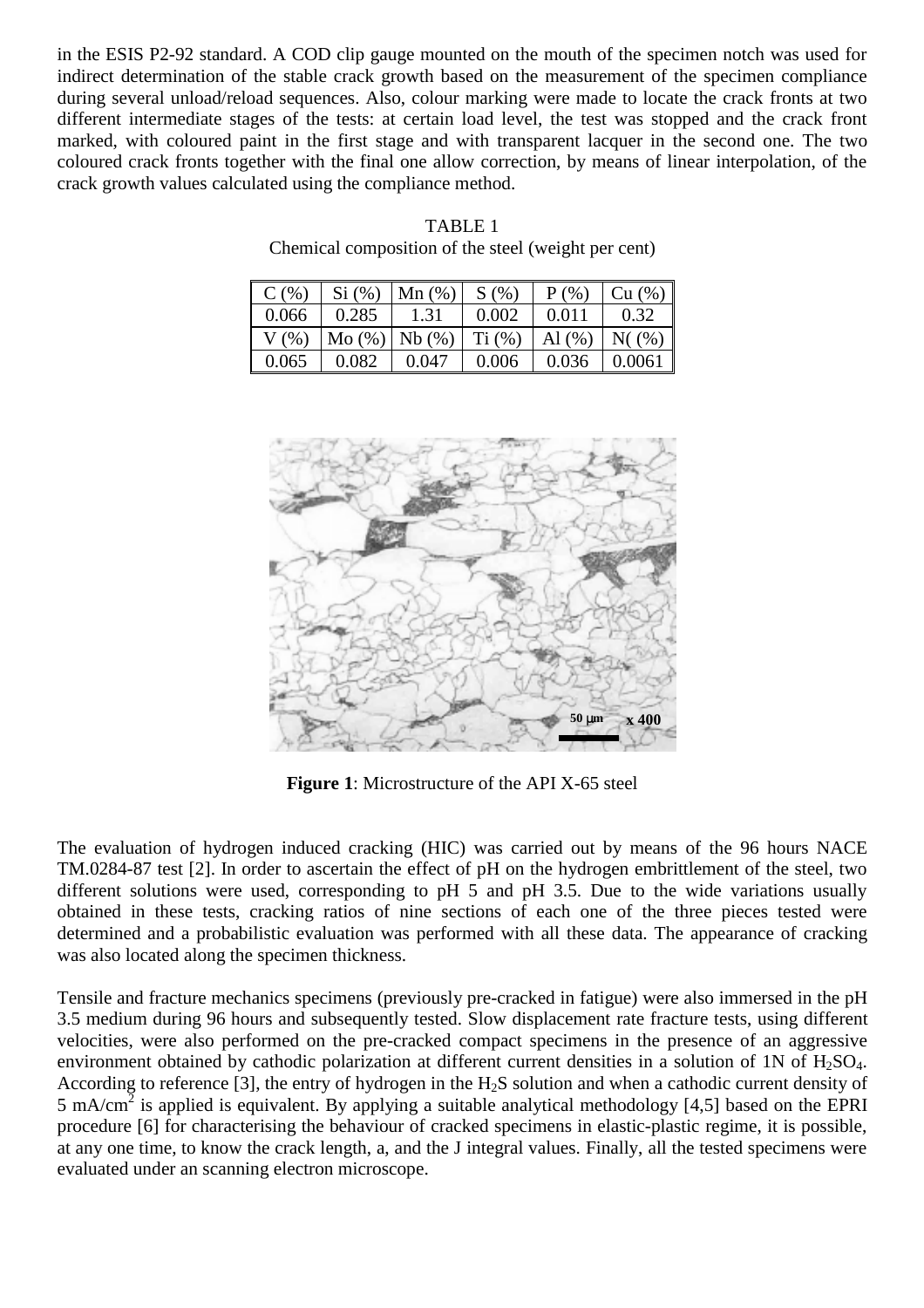in the ESIS P2-92 standard. A COD clip gauge mounted on the mouth of the specimen notch was used for indirect determination of the stable crack growth based on the measurement of the specimen compliance during several unload/reload sequences. Also, colour marking were made to locate the crack fronts at two different intermediate stages of the tests: at certain load level, the test was stopped and the crack front marked, with coloured paint in the first stage and with transparent lacquer in the second one. The two coloured crack fronts together with the final one allow correction, by means of linear interpolation, of the crack growth values calculated using the compliance method.

TABLE 1
Chemical composition of the steel (weight per cent)

| C (%) | Si (%) | Mn (%) | S (%) | P (%) | Cu (%) |
|---|---|---|---|---|---|
| 0.066 | 0.285 | 1.31 | 0.002 | 0.011 | 0.32 |
| V (%) | Mo (%) | Nb (%) | Ti (%) | Al (%) | N( (%) |
| 0.065 | 0.082 | 0.047 | 0.006 | 0.036 | 0.0061 |

**Figure 1**: Microstructure of the API X-65 steel

The evaluation of hydrogen induced cracking (HIC) was carried out by means of the 96 hours NACE TM.0284-87 test [2]. In order to ascertain the effect of pH on the hydrogen embrittlement of the steel, two different solutions were used, corresponding to pH 5 and pH 3.5. Due to the wide variations usually obtained in these tests, cracking ratios of nine sections of each one of the three pieces tested were determined and a probabilistic evaluation was performed with all these data. The appearance of cracking was also located along the specimen thickness.

Tensile and fracture mechanics specimens (previously pre-cracked in fatigue) were also immersed in the pH 3.5 medium during 96 hours and subsequently tested. Slow displacement rate fracture tests, using different velocities, were also performed on the pre-cracked compact specimens in the presence of an aggressive environment obtained by cathodic polarization at different current densities in a solution of 1N of $H_2SO_4$. According to reference [3], the entry of hydrogen in the $H_2S$ solution and when a cathodic current density of 5 mA/cm$^2$ is applied is equivalent. By applying a suitable analytical methodology [4,5] based on the EPRI procedure [6] for characterising the behaviour of cracked specimens in elastic-plastic regime, it is possible, at any one time, to know the crack length, a, and the J integral values. Finally, all the tested specimens were evaluated under an scanning electron microscope.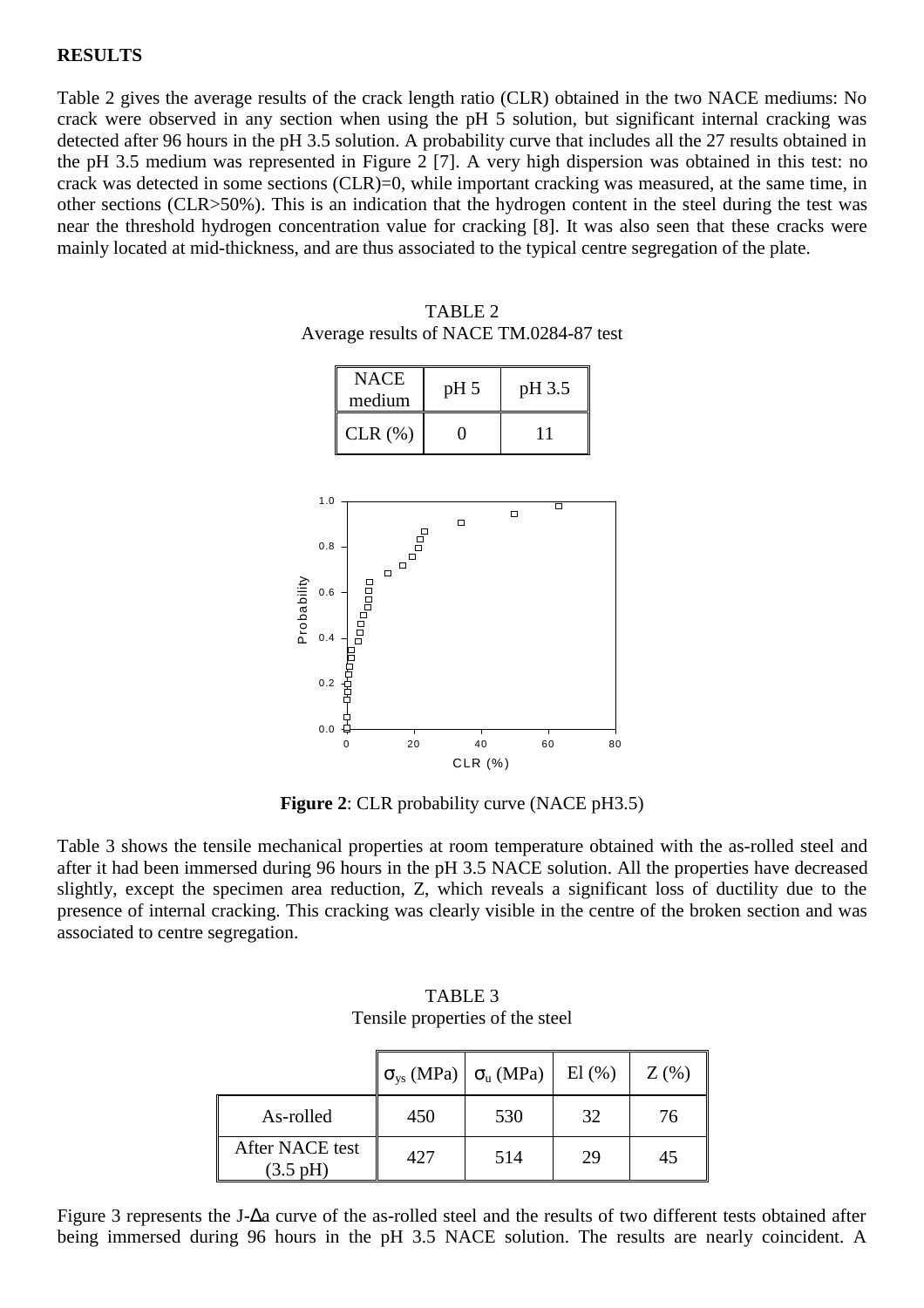**RESULTS**

Table 2 gives the average results of the crack length ratio (CLR) obtained in the two NACE mediums: No crack were observed in any section when using the pH 5 solution, but significant internal cracking was detected after 96 hours in the pH 3.5 solution. A probability curve that includes all the 27 results obtained in the pH 3.5 medium was represented in Figure 2 [7]. A very high dispersion was obtained in this test: no crack was detected in some sections (CLR)=0, while important cracking was measured, at the same time, in other sections (CLR>50%). This is an indication that the hydrogen content in the steel during the test was near the threshold hydrogen concentration value for cracking [8]. It was also seen that these cracks were mainly located at mid-thickness, and are thus associated to the typical centre segregation of the plate.

TABLE 2
Average results of NACE TM.0284-87 test

| NACE medium | pH 5 | pH 3.5 |
|---|---|---|
| CLR (%) | 0 | 11 |

**Figure 2**: CLR probability curve (NACE pH3.5)

Table 3 shows the tensile mechanical properties at room temperature obtained with the as-rolled steel and after it had been immersed during 96 hours in the pH 3.5 NACE solution. All the properties have decreased slightly, except the specimen area reduction, Z, which reveals a significant loss of ductility due to the presence of internal cracking. This cracking was clearly visible in the centre of the broken section and was associated to centre segregation.

TABLE 3
Tensile properties of the steel

| | $\sigma_{ys}$ (MPa) | $\sigma_u$ (MPa) | El (%) | Z (%) |
|---|---|---|---|---|
| As-rolled | 450 | 530 | 32 | 76 |
| After NACE test (3.5 pH) | 427 | 514 | 29 | 45 |

Figure 3 represents the J-$\Delta$a curve of the as-rolled steel and the results of two different tests obtained after being immersed during 96 hours in the pH 3.5 NACE solution. The results are nearly coincident. A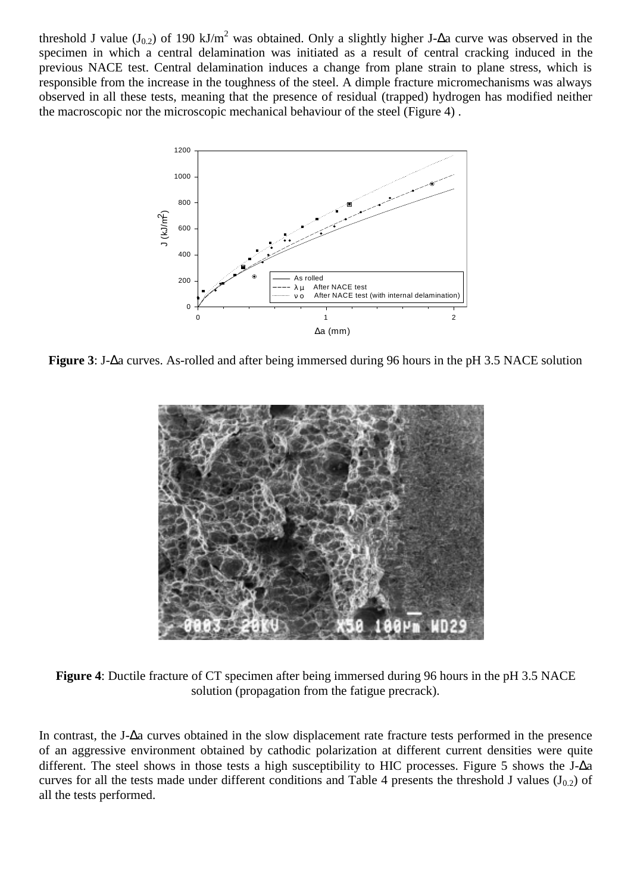threshold J value ($J_{0.2}$) of 190 kJ/m$^2$ was obtained. Only a slightly higher J-Δa curve was observed in the specimen in which a central delamination was initiated as a result of central cracking induced in the previous NACE test. Central delamination induces a change from plane strain to plane stress, which is responsible from the increase in the toughness of the steel. A dimple fracture micromechanisms was always observed in all these tests, meaning that the presence of residual (trapped) hydrogen has modified neither the macroscopic nor the microscopic mechanical behaviour of the steel (Figure 4) .

**Figure 3**: J-Δa curves. As-rolled and after being immersed during 96 hours in the pH 3.5 NACE solution

**Figure 4**: Ductile fracture of CT specimen after being immersed during 96 hours in the pH 3.5 NACE solution (propagation from the fatigue precrack).

In contrast, the J-Δa curves obtained in the slow displacement rate fracture tests performed in the presence of an aggressive environment obtained by cathodic polarization at different current densities were quite different. The steel shows in those tests a high susceptibility to HIC processes. Figure 5 shows the J-Δa curves for all the tests made under different conditions and Table 4 presents the threshold J values ($J_{0.2}$) of all the tests performed.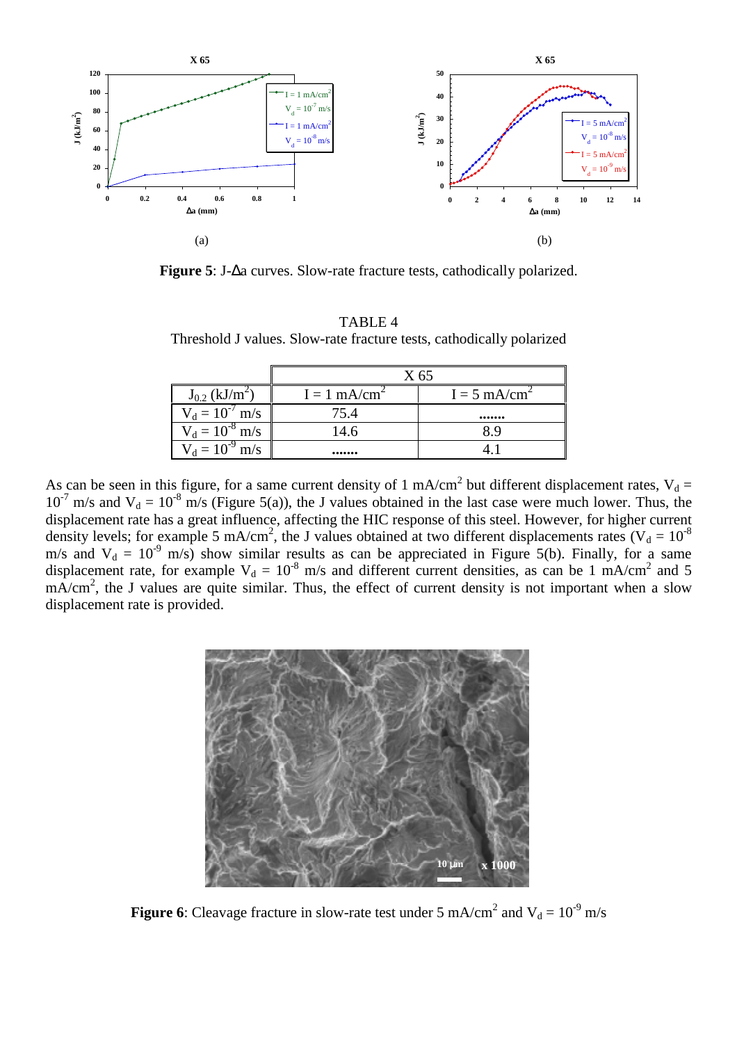**Figure 5**: J-Δa curves. Slow-rate fracture tests, cathodically polarized.

TABLE 4
Threshold J values. Slow-rate fracture tests, cathodically polarized

| | X 65 | |
|---|---|---|
| $J_{0.2}$ ($kJ/m^2$) | I = 1 $mA/cm^2$ | I = 5 $mA/cm^2$ |
| $V_d = 10^{-7}$ m/s | 75.4 | ....... |
| $V_d = 10^{-8}$ m/s | 14.6 | 8.9 |
| $V_d = 10^{-9}$ m/s | ....... | 4.1 |

As can be seen in this figure, for a same current density of 1 $mA/cm^2$ but different displacement rates, $V_d = 10^{-7}$ m/s and $V_d = 10^{-8}$ m/s (Figure 5(a)), the J values obtained in the last case were much lower. Thus, the displacement rate has a great influence, affecting the HIC response of this steel. However, for higher current density levels; for example 5 $mA/cm^2$, the J values obtained at two different displacements rates ($V_d = 10^{-8}$ m/s and $V_d = 10^{-9}$ m/s) show similar results as can be appreciated in Figure 5(b). Finally, for a same displacement rate, for example $V_d = 10^{-8}$ m/s and different current densities, as can be 1 $mA/cm^2$ and 5 $mA/cm^2$, the J values are quite similar. Thus, the effect of current density is not important when a slow displacement rate is provided.

**Figure 6**: Cleavage fracture in slow-rate test under 5 $mA/cm^2$ and $V_d = 10^{-9}$ m/s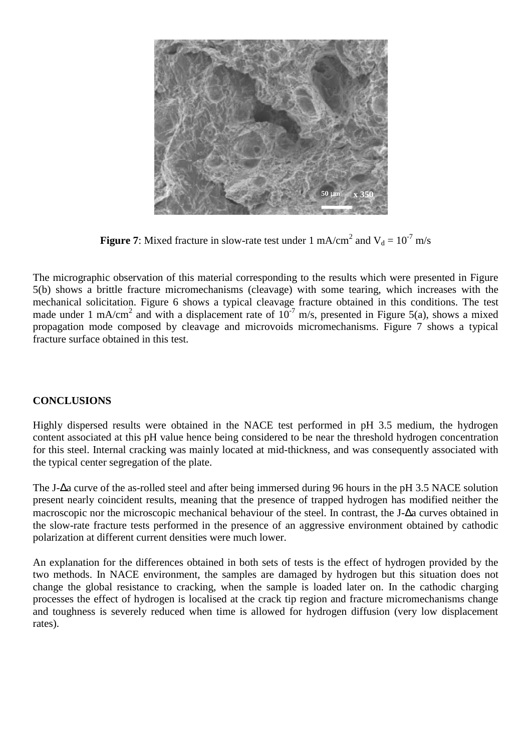**Figure 7**: Mixed fracture in slow-rate test under 1 mA/cm$^2$ and $V_d = 10^{-7}$ m/s

The micrographic observation of this material corresponding to the results which were presented in Figure 5(b) shows a brittle fracture micromechanisms (cleavage) with some tearing, which increases with the mechanical solicitation. Figure 6 shows a typical cleavage fracture obtained in this conditions. The test made under 1 mA/cm$^2$ and with a displacement rate of $10^{-7}$ m/s, presented in Figure 5(a), shows a mixed propagation mode composed by cleavage and microvoids micromechanisms. Figure 7 shows a typical fracture surface obtained in this test.

## CONCLUSIONS

Highly dispersed results were obtained in the NACE test performed in pH 3.5 medium, the hydrogen content associated at this pH value hence being considered to be near the threshold hydrogen concentration for this steel. Internal cracking was mainly located at mid-thickness, and was consequently associated with the typical center segregation of the plate.

The J-$\Delta$a curve of the as-rolled steel and after being immersed during 96 hours in the pH 3.5 NACE solution present nearly coincident results, meaning that the presence of trapped hydrogen has modified neither the macroscopic nor the microscopic mechanical behaviour of the steel. In contrast, the J-$\Delta$a curves obtained in the slow-rate fracture tests performed in the presence of an aggressive environment obtained by cathodic polarization at different current densities were much lower.

An explanation for the differences obtained in both sets of tests is the effect of hydrogen provided by the two methods. In NACE environment, the samples are damaged by hydrogen but this situation does not change the global resistance to cracking, when the sample is loaded later on. In the cathodic charging processes the effect of hydrogen is localised at the crack tip region and fracture micromechanisms change and toughness is severely reduced when time is allowed for hydrogen diffusion (very low displacement rates).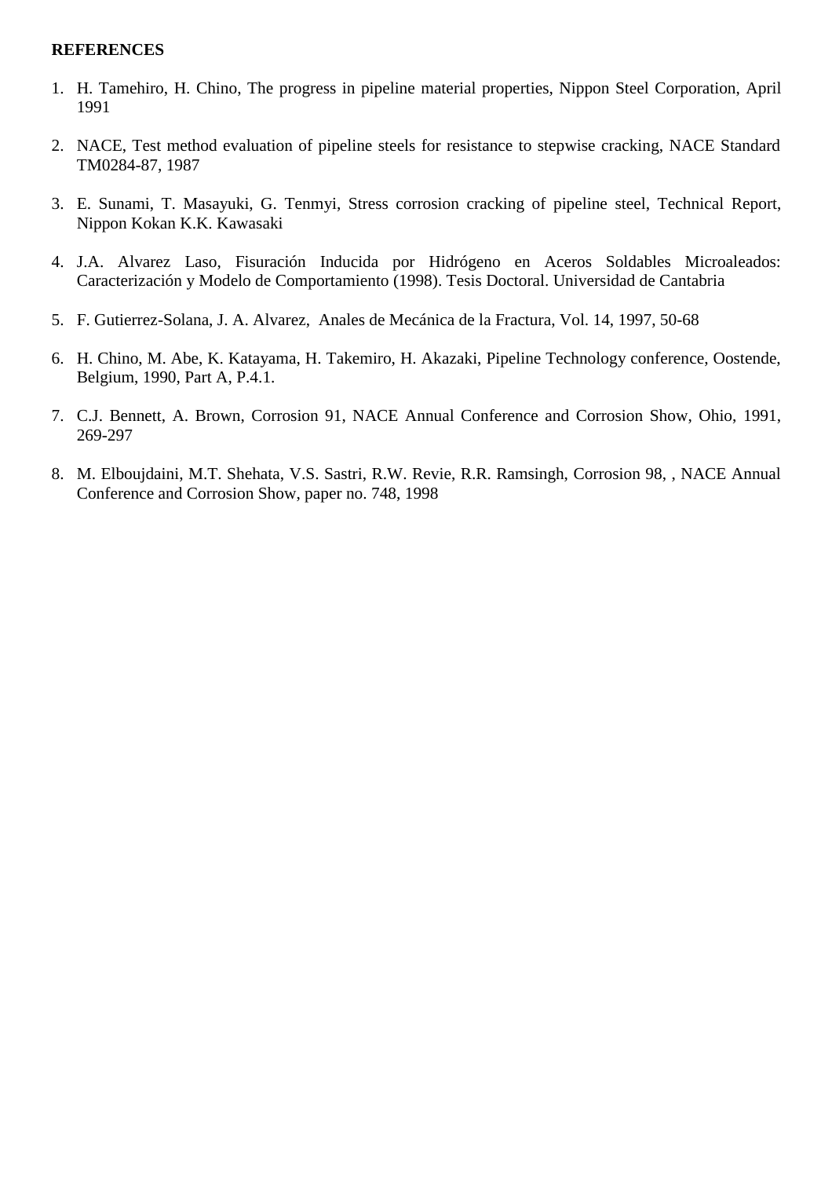**REFERENCES**

1. H. Tamehiro, H. Chino, The progress in pipeline material properties, Nippon Steel Corporation, April 1991

2. NACE, Test method evaluation of pipeline steels for resistance to stepwise cracking, NACE Standard TM0284-87, 1987

3. E. Sunami, T. Masayuki, G. Tenmyi, Stress corrosion cracking of pipeline steel, Technical Report, Nippon Kokan K.K. Kawasaki

4. J.A. Alvarez Laso, Fisuración Inducida por Hidrógeno en Aceros Soldables Microaleados: Caracterización y Modelo de Comportamiento (1998). Tesis Doctoral. Universidad de Cantabria

5. F. Gutierrez-Solana, J. A. Alvarez, Anales de Mecánica de la Fractura, Vol. 14, 1997, 50-68

6. H. Chino, M. Abe, K. Katayama, H. Takemiro, H. Akazaki, Pipeline Technology conference, Oostende, Belgium, 1990, Part A, P.4.1.

7. C.J. Bennett, A. Brown, Corrosion 91, NACE Annual Conference and Corrosion Show, Ohio, 1991, 269-297

8. M. Elboujdaini, M.T. Shehata, V.S. Sastri, R.W. Revie, R.R. Ramsingh, Corrosion 98, , NACE Annual Conference and Corrosion Show, paper no. 748, 1998